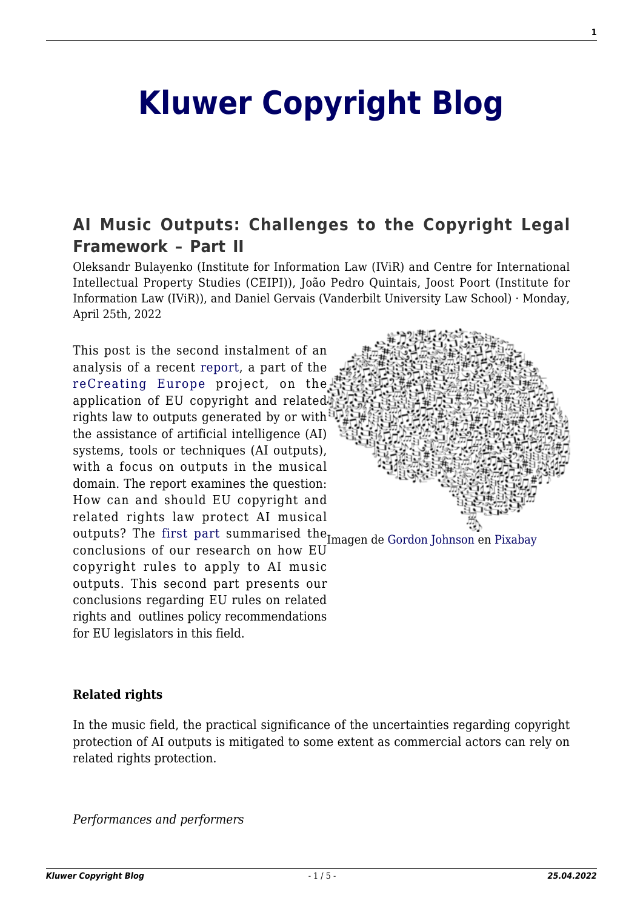# Kluwer Copyright Blog

## AI Music Outputs: Challenges to the Copyright Legal Framework – Part II

Oleksandr Bulayenko (Institute for Information Law (IViR) and Centre for International Intellectual Property Studies (CEIPI)), João Pedro Quintais, Joost Poort (Institute for Information Law (IViR)), and Daniel Gervais (Vanderbilt University Law School) · Monday, April 25th, 2022

Imagen de Gordon Johnson en Pixabay

This post is the second instalment of an analysis of a recent report, a part of the reCreating Europe project, on the application of EU copyright and related rights law to outputs generated by or with the assistance of artificial intelligence (AI) systems, tools or techniques (AI outputs), with a focus on outputs in the musical domain. The report examines the question: How can and should EU copyright and related rights law protect AI musical outputs? The first part summarised the conclusions of our research on how EU copyright rules to apply to AI music outputs. This second part presents our conclusions regarding EU rules on related rights and outlines policy recommendations for EU legislators in this field.

**Related rights**

In the music field, the practical significance of the uncertainties regarding copyright protection of AI outputs is mitigated to some extent as commercial actors can rely on related rights protection.

*Performances and performers*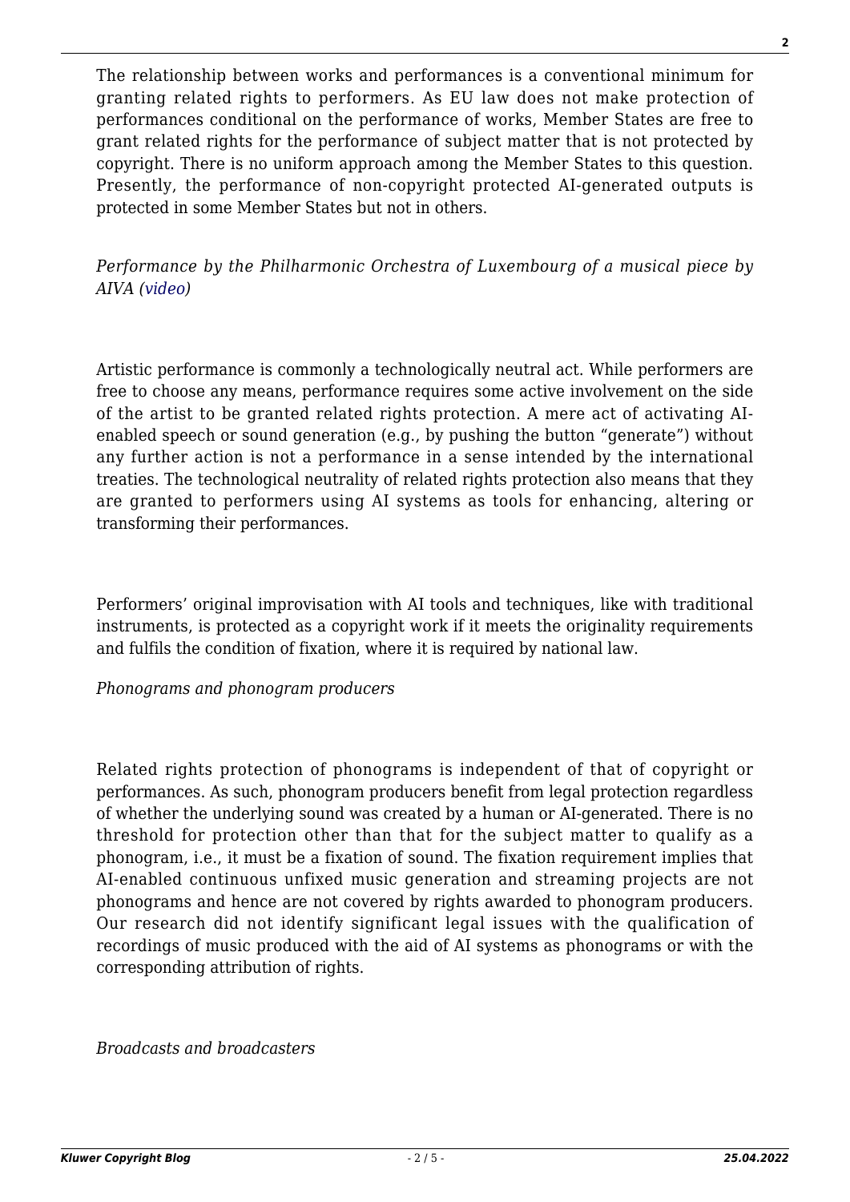The relationship between works and performances is a conventional minimum for granting related rights to performers. As EU law does not make protection of performances conditional on the performance of works, Member States are free to grant related rights for the performance of subject matter that is not protected by copyright. There is no uniform approach among the Member States to this question. Presently, the performance of non-copyright protected AI-generated outputs is protected in some Member States but not in others.

*Performance by the Philharmonic Orchestra of Luxembourg of a musical piece by AIVA (video)*

Artistic performance is commonly a technologically neutral act. While performers are free to choose any means, performance requires some active involvement on the side of the artist to be granted related rights protection. A mere act of activating AI-enabled speech or sound generation (e.g., by pushing the button "generate") without any further action is not a performance in a sense intended by the international treaties. The technological neutrality of related rights protection also means that they are granted to performers using AI systems as tools for enhancing, altering or transforming their performances.

Performers' original improvisation with AI tools and techniques, like with traditional instruments, is protected as a copyright work if it meets the originality requirements and fulfils the condition of fixation, where it is required by national law.

*Phonograms and phonogram producers*

Related rights protection of phonograms is independent of that of copyright or performances. As such, phonogram producers benefit from legal protection regardless of whether the underlying sound was created by a human or AI-generated. There is no threshold for protection other than that for the subject matter to qualify as a phonogram, i.e., it must be a fixation of sound. The fixation requirement implies that AI-enabled continuous unfixed music generation and streaming projects are not phonograms and hence are not covered by rights awarded to phonogram producers. Our research did not identify significant legal issues with the qualification of recordings of music produced with the aid of AI systems as phonograms or with the corresponding attribution of rights.

*Broadcasts and broadcasters*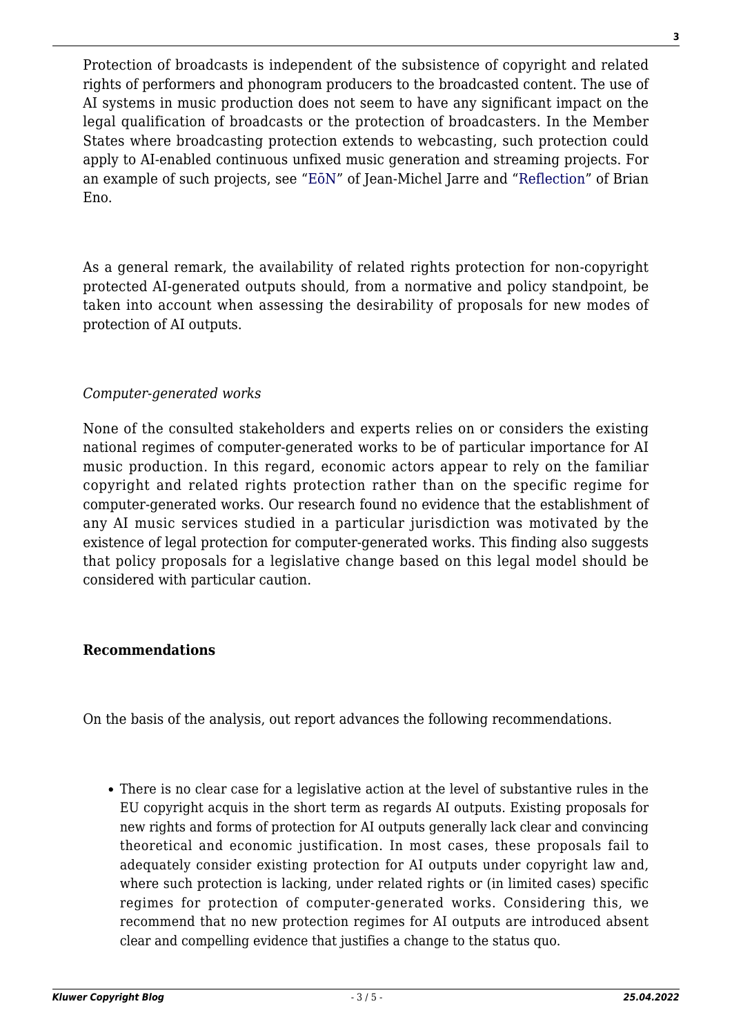Protection of broadcasts is independent of the subsistence of copyright and related rights of performers and phonogram producers to the broadcasted content. The use of AI systems in music production does not seem to have any significant impact on the legal qualification of broadcasts or the protection of broadcasters. In the Member States where broadcasting protection extends to webcasting, such protection could apply to AI-enabled continuous unfixed music generation and streaming projects. For an example of such projects, see "EōN" of Jean-Michel Jarre and "Reflection" of Brian Eno.

As a general remark, the availability of related rights protection for non-copyright protected AI-generated outputs should, from a normative and policy standpoint, be taken into account when assessing the desirability of proposals for new modes of protection of AI outputs.

*Computer-generated works*

None of the consulted stakeholders and experts relies on or considers the existing national regimes of computer-generated works to be of particular importance for AI music production. In this regard, economic actors appear to rely on the familiar copyright and related rights protection rather than on the specific regime for computer-generated works. Our research found no evidence that the establishment of any AI music services studied in a particular jurisdiction was motivated by the existence of legal protection for computer-generated works. This finding also suggests that policy proposals for a legislative change based on this legal model should be considered with particular caution.

**Recommendations**

On the basis of the analysis, out report advances the following recommendations.

- There is no clear case for a legislative action at the level of substantive rules in the EU copyright acquis in the short term as regards AI outputs. Existing proposals for new rights and forms of protection for AI outputs generally lack clear and convincing theoretical and economic justification. In most cases, these proposals fail to adequately consider existing protection for AI outputs under copyright law and, where such protection is lacking, under related rights or (in limited cases) specific regimes for protection of computer-generated works. Considering this, we recommend that no new protection regimes for AI outputs are introduced absent clear and compelling evidence that justifies a change to the status quo.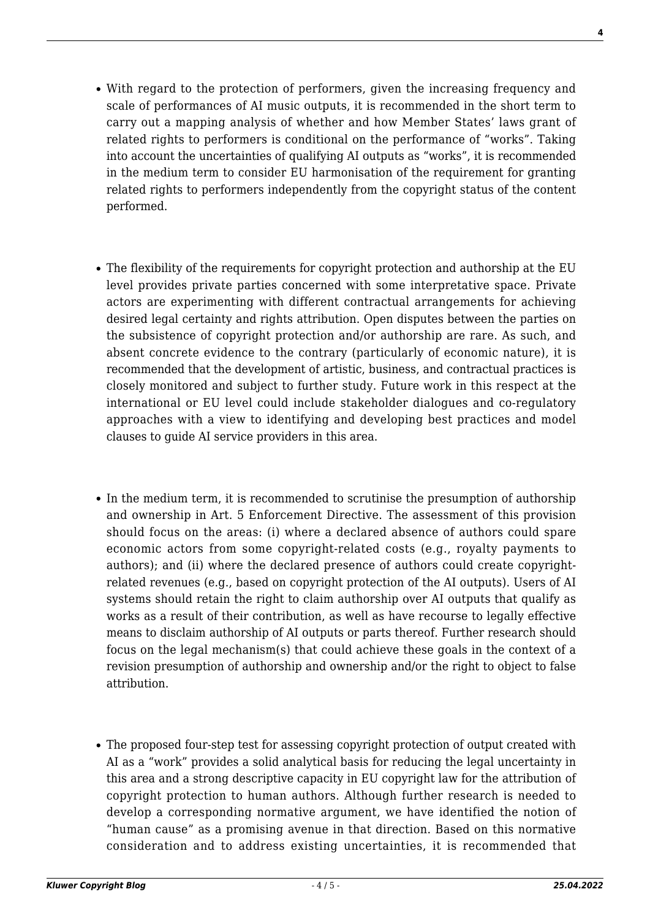- With regard to the protection of performers, given the increasing frequency and scale of performances of AI music outputs, it is recommended in the short term to carry out a mapping analysis of whether and how Member States' laws grant of related rights to performers is conditional on the performance of "works". Taking into account the uncertainties of qualifying AI outputs as "works", it is recommended in the medium term to consider EU harmonisation of the requirement for granting related rights to performers independently from the copyright status of the content performed.

- The flexibility of the requirements for copyright protection and authorship at the EU level provides private parties concerned with some interpretative space. Private actors are experimenting with different contractual arrangements for achieving desired legal certainty and rights attribution. Open disputes between the parties on the subsistence of copyright protection and/or authorship are rare. As such, and absent concrete evidence to the contrary (particularly of economic nature), it is recommended that the development of artistic, business, and contractual practices is closely monitored and subject to further study. Future work in this respect at the international or EU level could include stakeholder dialogues and co-regulatory approaches with a view to identifying and developing best practices and model clauses to guide AI service providers in this area.

- In the medium term, it is recommended to scrutinise the presumption of authorship and ownership in Art. 5 Enforcement Directive. The assessment of this provision should focus on the areas: (i) where a declared absence of authors could spare economic actors from some copyright-related costs (e.g., royalty payments to authors); and (ii) where the declared presence of authors could create copyright-related revenues (e.g., based on copyright protection of the AI outputs). Users of AI systems should retain the right to claim authorship over AI outputs that qualify as works as a result of their contribution, as well as have recourse to legally effective means to disclaim authorship of AI outputs or parts thereof. Further research should focus on the legal mechanism(s) that could achieve these goals in the context of a revision presumption of authorship and ownership and/or the right to object to false attribution.

- The proposed four-step test for assessing copyright protection of output created with AI as a "work" provides a solid analytical basis for reducing the legal uncertainty in this area and a strong descriptive capacity in EU copyright law for the attribution of copyright protection to human authors. Although further research is needed to develop a corresponding normative argument, we have identified the notion of "human cause" as a promising avenue in that direction. Based on this normative consideration and to address existing uncertainties, it is recommended that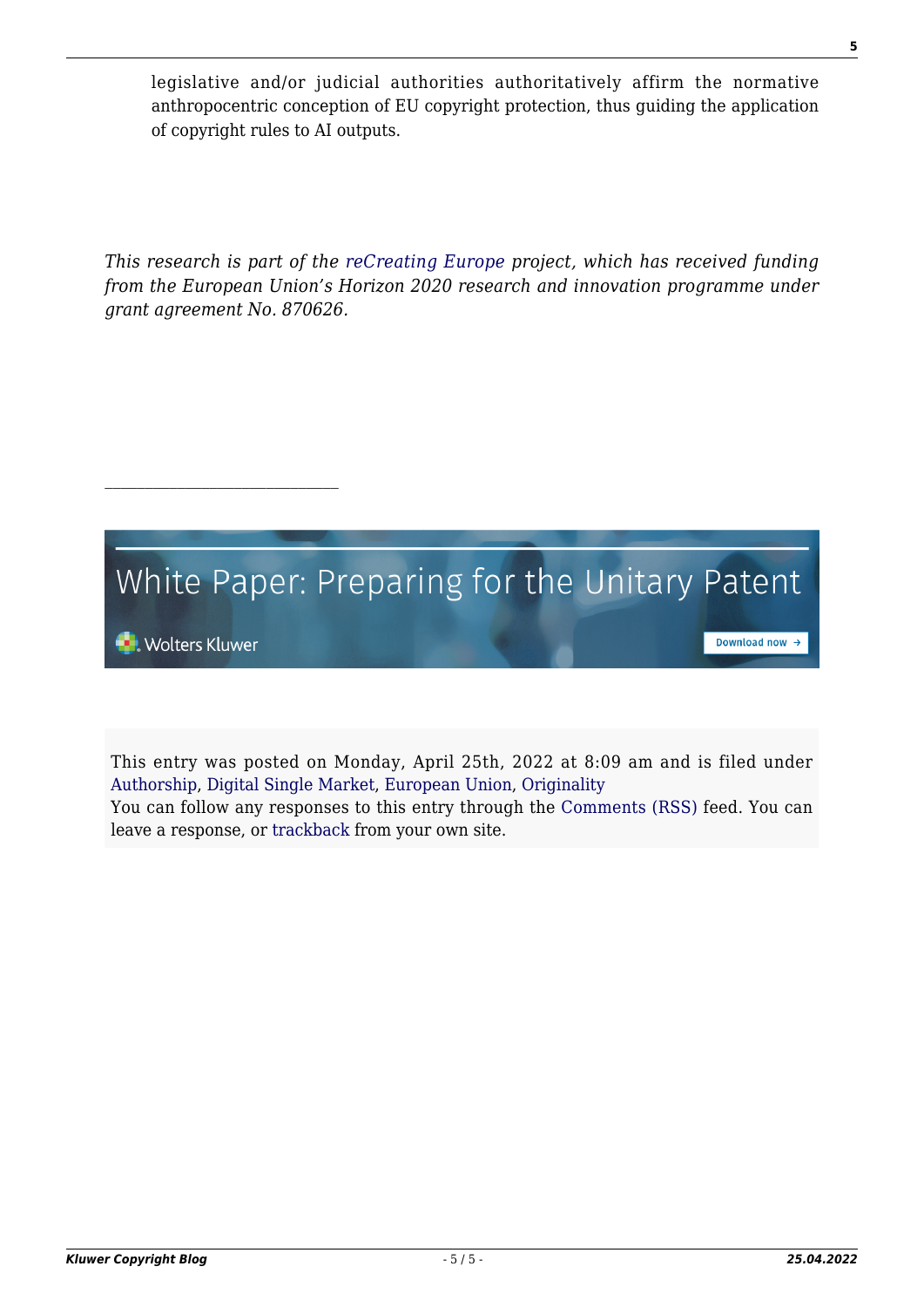legislative and/or judicial authorities authoritatively affirm the normative anthropocentric conception of EU copyright protection, thus guiding the application of copyright rules to AI outputs.

*This research is part of the reCreating Europe project, which has received funding from the European Union's Horizon 2020 research and innovation programme under grant agreement No. 870626.*

---

White Paper: Preparing for the Unitary Patent

Wolters Kluwer

Download now →

This entry was posted on Monday, April 25th, 2022 at 8:09 am and is filed under Authorship, Digital Single Market, European Union, Originality
You can follow any responses to this entry through the Comments (RSS) feed. You can leave a response, or trackback from your own site.